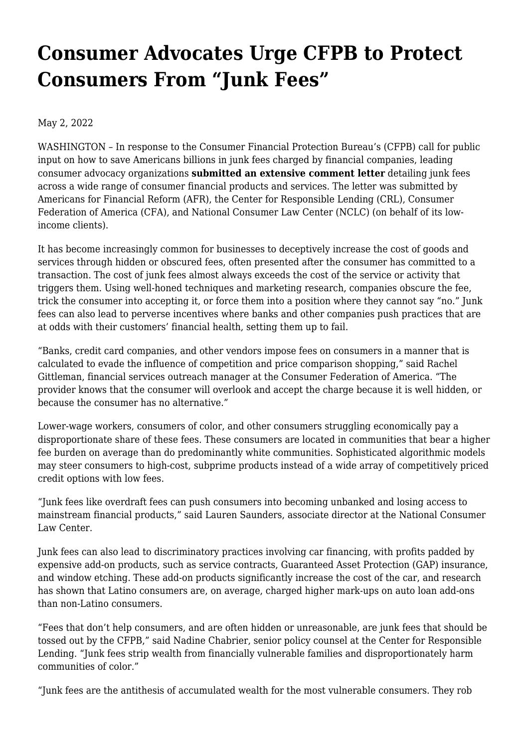# Consumer Advocates Urge CFPB to Protect Consumers From "Junk Fees"

May 2, 2022

WASHINGTON – In response to the Consumer Financial Protection Bureau's (CFPB) call for public input on how to save Americans billions in junk fees charged by financial companies, leading consumer advocacy organizations **submitted an extensive comment letter** detailing junk fees across a wide range of consumer financial products and services. The letter was submitted by Americans for Financial Reform (AFR), the Center for Responsible Lending (CRL), Consumer Federation of America (CFA), and National Consumer Law Center (NCLC) (on behalf of its low-income clients).

It has become increasingly common for businesses to deceptively increase the cost of goods and services through hidden or obscured fees, often presented after the consumer has committed to a transaction. The cost of junk fees almost always exceeds the cost of the service or activity that triggers them. Using well-honed techniques and marketing research, companies obscure the fee, trick the consumer into accepting it, or force them into a position where they cannot say "no." Junk fees can also lead to perverse incentives where banks and other companies push practices that are at odds with their customers' financial health, setting them up to fail.

"Banks, credit card companies, and other vendors impose fees on consumers in a manner that is calculated to evade the influence of competition and price comparison shopping," said Rachel Gittleman, financial services outreach manager at the Consumer Federation of America. "The provider knows that the consumer will overlook and accept the charge because it is well hidden, or because the consumer has no alternative."

Lower-wage workers, consumers of color, and other consumers struggling economically pay a disproportionate share of these fees. These consumers are located in communities that bear a higher fee burden on average than do predominantly white communities. Sophisticated algorithmic models may steer consumers to high-cost, subprime products instead of a wide array of competitively priced credit options with low fees.

"Junk fees like overdraft fees can push consumers into becoming unbanked and losing access to mainstream financial products," said Lauren Saunders, associate director at the National Consumer Law Center.

Junk fees can also lead to discriminatory practices involving car financing, with profits padded by expensive add-on products, such as service contracts, Guaranteed Asset Protection (GAP) insurance, and window etching. These add-on products significantly increase the cost of the car, and research has shown that Latino consumers are, on average, charged higher mark-ups on auto loan add-ons than non-Latino consumers.

"Fees that don't help consumers, and are often hidden or unreasonable, are junk fees that should be tossed out by the CFPB," said Nadine Chabrier, senior policy counsel at the Center for Responsible Lending. "Junk fees strip wealth from financially vulnerable families and disproportionately harm communities of color."

"Junk fees are the antithesis of accumulated wealth for the most vulnerable consumers. They rob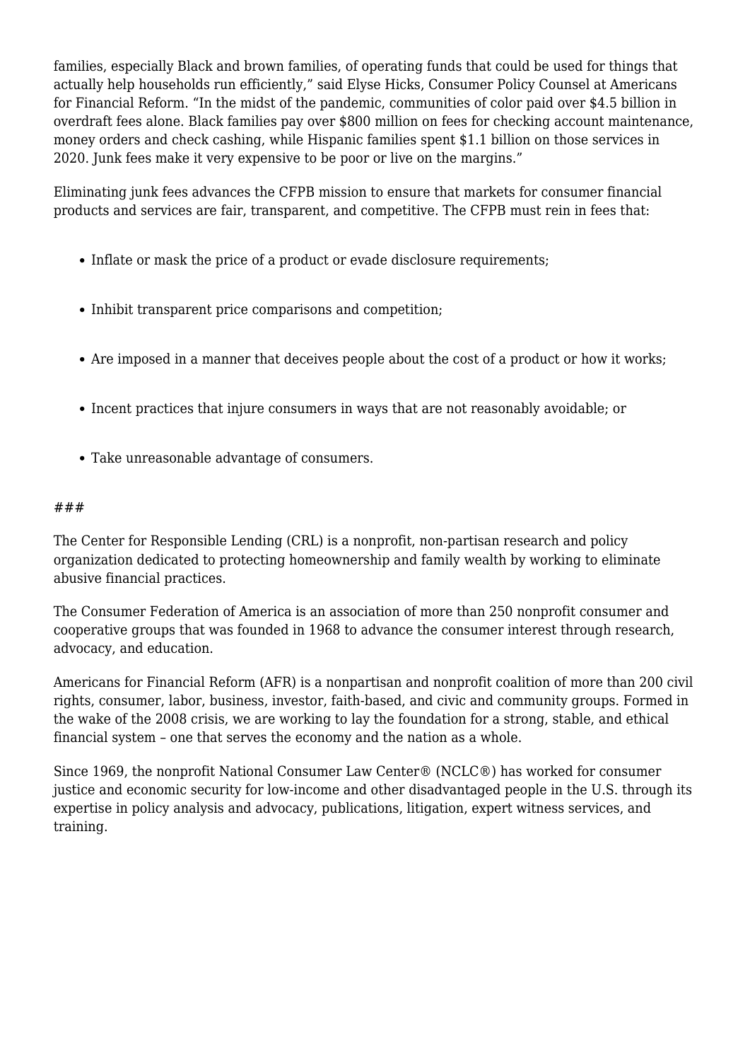families, especially Black and brown families, of operating funds that could be used for things that actually help households run efficiently," said Elyse Hicks, Consumer Policy Counsel at Americans for Financial Reform. "In the midst of the pandemic, communities of color paid over $4.5 billion in overdraft fees alone. Black families pay over $800 million on fees for checking account maintenance, money orders and check cashing, while Hispanic families spent $1.1 billion on those services in 2020. Junk fees make it very expensive to be poor or live on the margins."

Eliminating junk fees advances the CFPB mission to ensure that markets for consumer financial products and services are fair, transparent, and competitive. The CFPB must rein in fees that:

- Inflate or mask the price of a product or evade disclosure requirements;
- Inhibit transparent price comparisons and competition;
- Are imposed in a manner that deceives people about the cost of a product or how it works;
- Incent practices that injure consumers in ways that are not reasonably avoidable; or
- Take unreasonable advantage of consumers.

###

The Center for Responsible Lending (CRL) is a nonprofit, non-partisan research and policy organization dedicated to protecting homeownership and family wealth by working to eliminate abusive financial practices.

The Consumer Federation of America is an association of more than 250 nonprofit consumer and cooperative groups that was founded in 1968 to advance the consumer interest through research, advocacy, and education.

Americans for Financial Reform (AFR) is a nonpartisan and nonprofit coalition of more than 200 civil rights, consumer, labor, business, investor, faith-based, and civic and community groups. Formed in the wake of the 2008 crisis, we are working to lay the foundation for a strong, stable, and ethical financial system – one that serves the economy and the nation as a whole.

Since 1969, the nonprofit National Consumer Law Center® (NCLC®) has worked for consumer justice and economic security for low-income and other disadvantaged people in the U.S. through its expertise in policy analysis and advocacy, publications, litigation, expert witness services, and training.